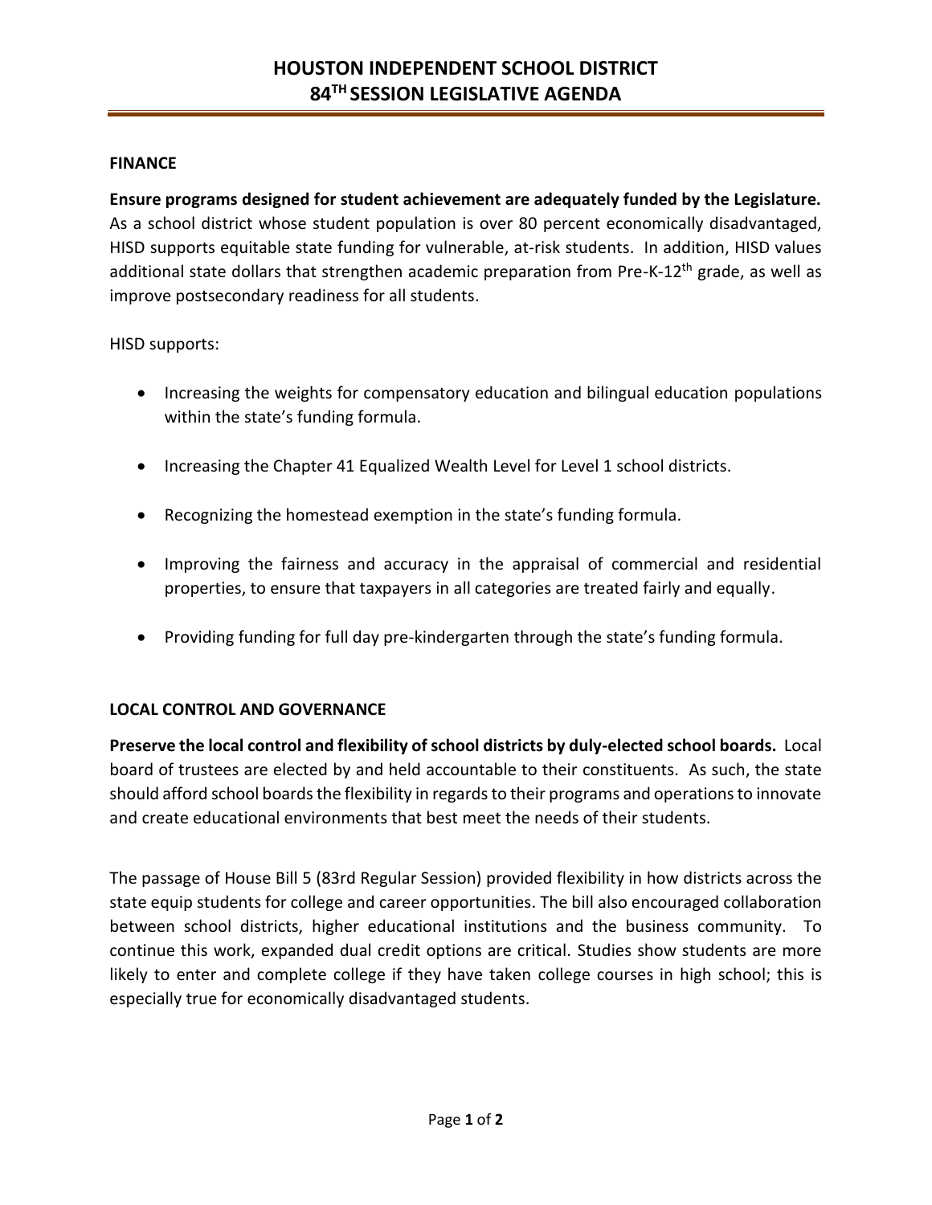# HOUSTON INDEPENDENT SCHOOL DISTRICT
# 84TH SESSION LEGISLATIVE AGENDA

## FINANCE

**Ensure programs designed for student achievement are adequately funded by the Legislature.** As a school district whose student population is over 80 percent economically disadvantaged, HISD supports equitable state funding for vulnerable, at-risk students. In addition, HISD values additional state dollars that strengthen academic preparation from Pre-K-12th grade, as well as improve postsecondary readiness for all students.

HISD supports:

- Increasing the weights for compensatory education and bilingual education populations within the state's funding formula.
- Increasing the Chapter 41 Equalized Wealth Level for Level 1 school districts.
- Recognizing the homestead exemption in the state's funding formula.
- Improving the fairness and accuracy in the appraisal of commercial and residential properties, to ensure that taxpayers in all categories are treated fairly and equally.
- Providing funding for full day pre-kindergarten through the state's funding formula.

## LOCAL CONTROL AND GOVERNANCE

**Preserve the local control and flexibility of school districts by duly-elected school boards.** Local board of trustees are elected by and held accountable to their constituents. As such, the state should afford school boards the flexibility in regards to their programs and operations to innovate and create educational environments that best meet the needs of their students.

The passage of House Bill 5 (83rd Regular Session) provided flexibility in how districts across the state equip students for college and career opportunities. The bill also encouraged collaboration between school districts, higher educational institutions and the business community. To continue this work, expanded dual credit options are critical. Studies show students are more likely to enter and complete college if they have taken college courses in high school; this is especially true for economically disadvantaged students.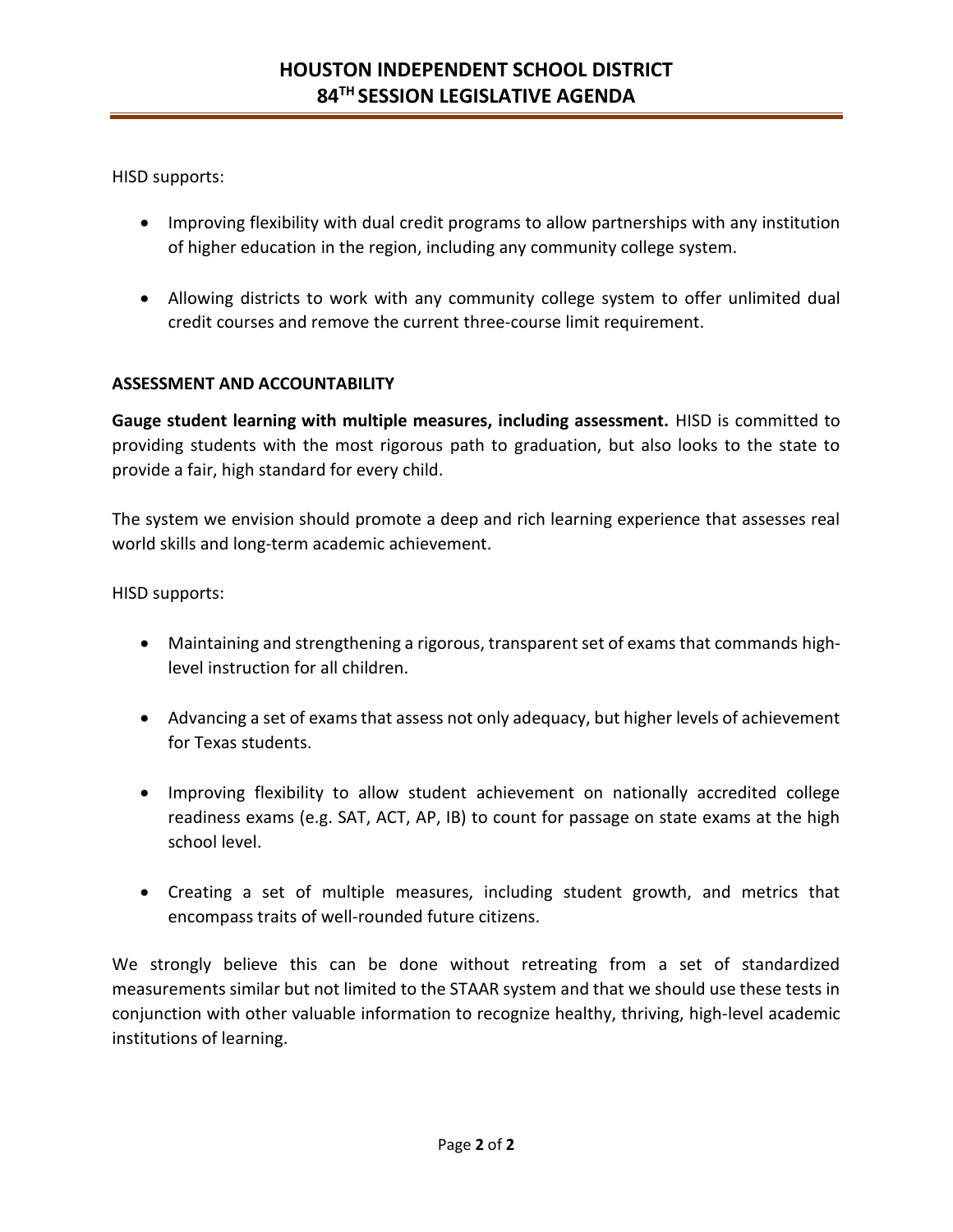HISD supports:

- Improving flexibility with dual credit programs to allow partnerships with any institution of higher education in the region, including any community college system.
- Allowing districts to work with any community college system to offer unlimited dual credit courses and remove the current three-course limit requirement.

## ASSESSMENT AND ACCOUNTABILITY

**Gauge student learning with multiple measures, including assessment.** HISD is committed to providing students with the most rigorous path to graduation, but also looks to the state to provide a fair, high standard for every child.

The system we envision should promote a deep and rich learning experience that assesses real world skills and long-term academic achievement.

HISD supports:

- Maintaining and strengthening a rigorous, transparent set of exams that commands high-level instruction for all children.
- Advancing a set of exams that assess not only adequacy, but higher levels of achievement for Texas students.
- Improving flexibility to allow student achievement on nationally accredited college readiness exams (e.g. SAT, ACT, AP, IB) to count for passage on state exams at the high school level.
- Creating a set of multiple measures, including student growth, and metrics that encompass traits of well-rounded future citizens.

We strongly believe this can be done without retreating from a set of standardized measurements similar but not limited to the STAAR system and that we should use these tests in conjunction with other valuable information to recognize healthy, thriving, high-level academic institutions of learning.